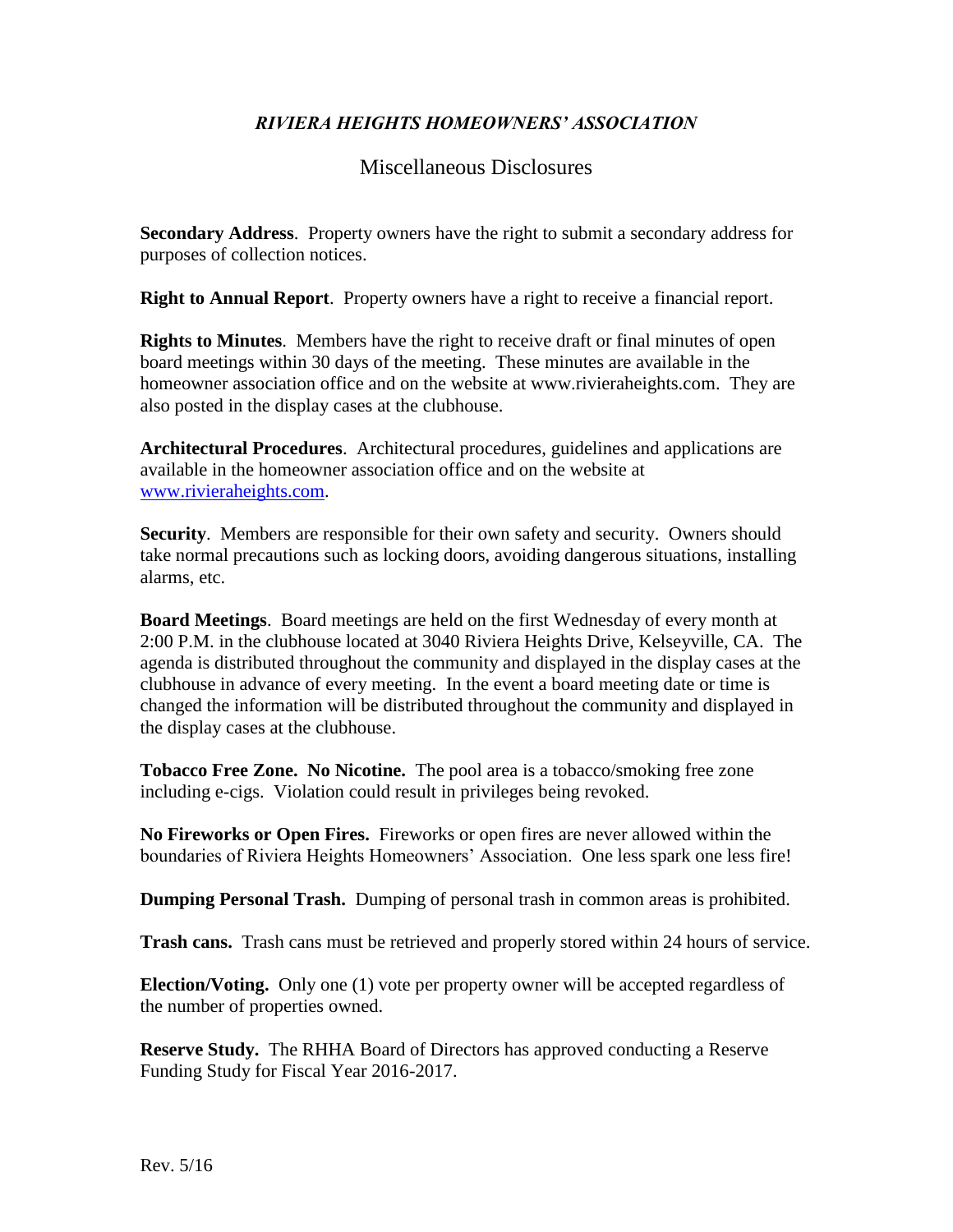# *RIVIERA HEIGHTS HOMEOWNERS' ASSOCIATION*

## Miscellaneous Disclosures

**Secondary Address**. Property owners have the right to submit a secondary address for purposes of collection notices.

**Right to Annual Report**. Property owners have a right to receive a financial report.

**Rights to Minutes**. Members have the right to receive draft or final minutes of open board meetings within 30 days of the meeting. These minutes are available in the homeowner association office and on the website at www.rivieraheights.com. They are also posted in the display cases at the clubhouse.

**Architectural Procedures**. Architectural procedures, guidelines and applications are available in the homeowner association office and on the website at www.rivieraheights.com.

**Security**. Members are responsible for their own safety and security. Owners should take normal precautions such as locking doors, avoiding dangerous situations, installing alarms, etc.

**Board Meetings**. Board meetings are held on the first Wednesday of every month at 2:00 P.M. in the clubhouse located at 3040 Riviera Heights Drive, Kelseyville, CA. The agenda is distributed throughout the community and displayed in the display cases at the clubhouse in advance of every meeting. In the event a board meeting date or time is changed the information will be distributed throughout the community and displayed in the display cases at the clubhouse.

**Tobacco Free Zone. No Nicotine.** The pool area is a tobacco/smoking free zone including e-cigs. Violation could result in privileges being revoked.

**No Fireworks or Open Fires.** Fireworks or open fires are never allowed within the boundaries of Riviera Heights Homeowners' Association. One less spark one less fire!

**Dumping Personal Trash.** Dumping of personal trash in common areas is prohibited.

**Trash cans.** Trash cans must be retrieved and properly stored within 24 hours of service.

**Election/Voting.** Only one (1) vote per property owner will be accepted regardless of the number of properties owned.

**Reserve Study.** The RHHA Board of Directors has approved conducting a Reserve Funding Study for Fiscal Year 2016-2017.

Rev. 5/16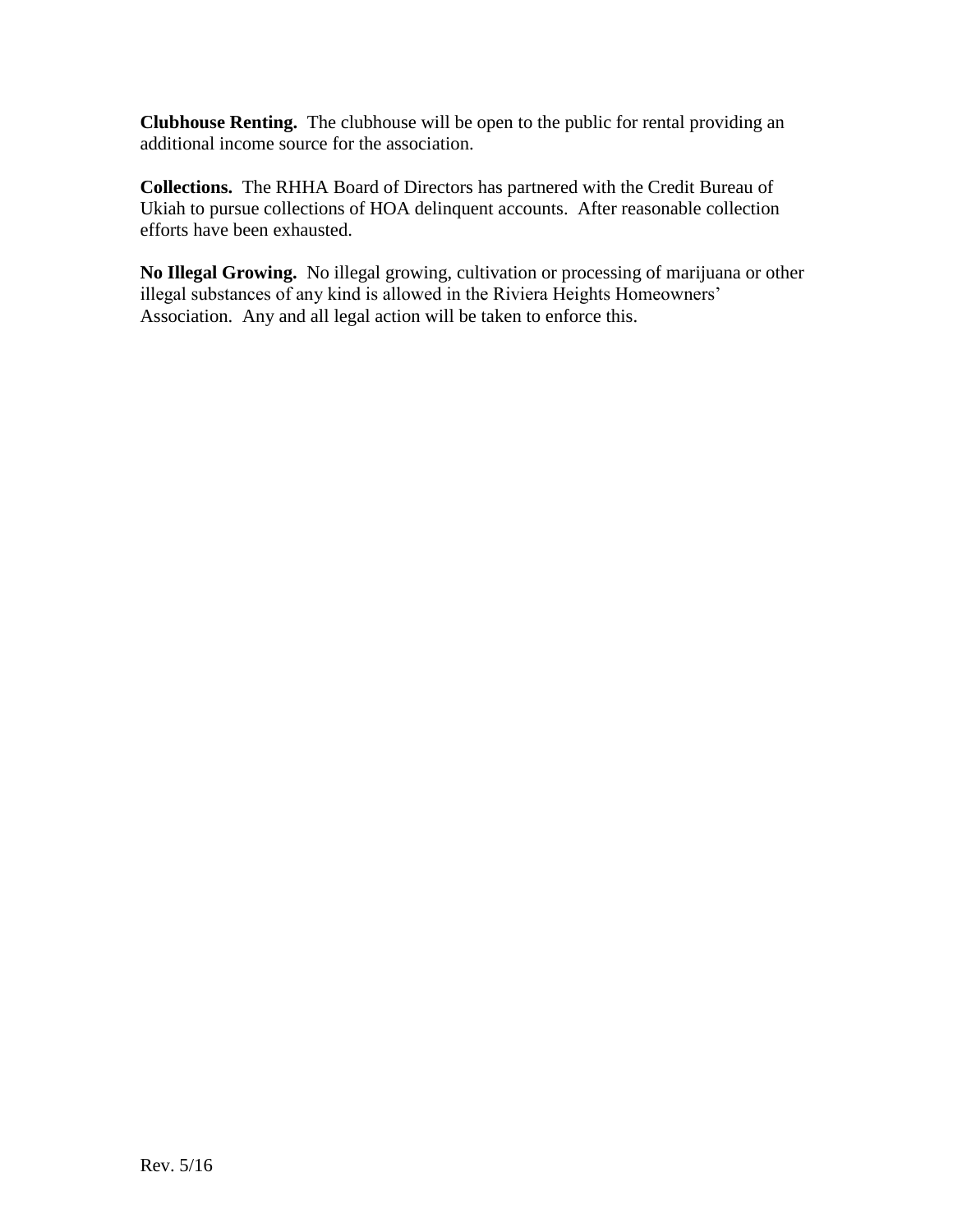**Clubhouse Renting.** The clubhouse will be open to the public for rental providing an additional income source for the association.

**Collections.** The RHHA Board of Directors has partnered with the Credit Bureau of Ukiah to pursue collections of HOA delinquent accounts. After reasonable collection efforts have been exhausted.

**No Illegal Growing.** No illegal growing, cultivation or processing of marijuana or other illegal substances of any kind is allowed in the Riviera Heights Homeowners' Association. Any and all legal action will be taken to enforce this.

Rev. 5/16